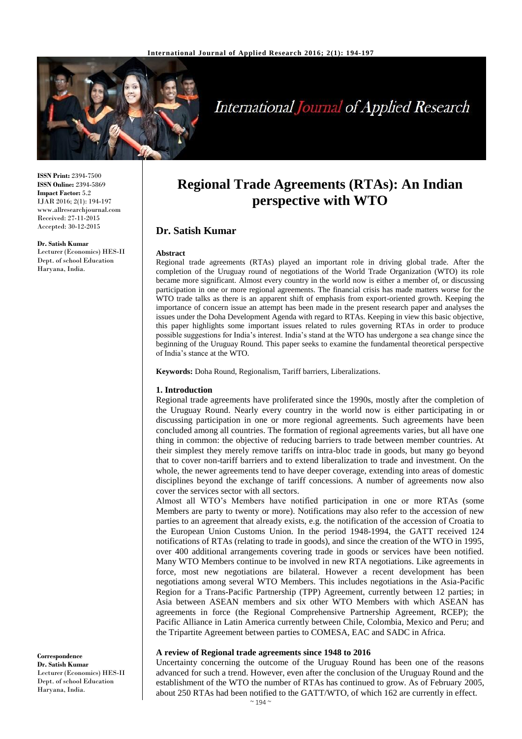# Regional Trade Agreements (RTAs): An Indian perspective with WTO

**ISSN Print:** 2394-7500
**ISSN Online:** 2394-5869
**Impact Factor:** 5.2
IJAR 2016; 2(1): 194-197
www.allresearchjournal.com
Received: 27-11-2015
Accepted: 30-12-2015

**Dr. Satish Kumar**
Lecturer (Economics) HES-II
Dept. of school Education
Haryana, India.

**Correspondence**
**Dr. Satish Kumar**
Lecturer (Economics) HES-II
Dept. of school Education
Haryana, India.

## Dr. Satish Kumar

### Abstract

Regional trade agreements (RTAs) played an important role in driving global trade. After the completion of the Uruguay round of negotiations of the World Trade Organization (WTO) its role became more significant. Almost every country in the world now is either a member of, or discussing participation in one or more regional agreements. The financial crisis has made matters worse for the WTO trade talks as there is an apparent shift of emphasis from export-oriented growth. Keeping the importance of concern issue an attempt has been made in the present research paper and analyses the issues under the Doha Development Agenda with regard to RTAs. Keeping in view this basic objective, this paper highlights some important issues related to rules governing RTAs in order to produce possible suggestions for India's interest. India's stand at the WTO has undergone a sea change since the beginning of the Uruguay Round. This paper seeks to examine the fundamental theoretical perspective of India's stance at the WTO.

**Keywords:** Doha Round, Regionalism, Tariff barriers, Liberalizations.

### 1. Introduction

Regional trade agreements have proliferated since the 1990s, mostly after the completion of the Uruguay Round. Nearly every country in the world now is either participating in or discussing participation in one or more regional agreements. Such agreements have been concluded among all countries. The formation of regional agreements varies, but all have one thing in common: the objective of reducing barriers to trade between member countries. At their simplest they merely remove tariffs on intra-bloc trade in goods, but many go beyond that to cover non-tariff barriers and to extend liberalization to trade and investment. On the whole, the newer agreements tend to have deeper coverage, extending into areas of domestic disciplines beyond the exchange of tariff concessions. A number of agreements now also cover the services sector with all sectors.

Almost all WTO's Members have notified participation in one or more RTAs (some Members are party to twenty or more). Notifications may also refer to the accession of new parties to an agreement that already exists, e.g. the notification of the accession of Croatia to the European Union Customs Union. In the period 1948-1994, the GATT received 124 notifications of RTAs (relating to trade in goods), and since the creation of the WTO in 1995, over 400 additional arrangements covering trade in goods or services have been notified. Many WTO Members continue to be involved in new RTA negotiations. Like agreements in force, most new negotiations are bilateral. However a recent development has been negotiations among several WTO Members. This includes negotiations in the Asia-Pacific Region for a Trans-Pacific Partnership (TPP) Agreement, currently between 12 parties; in Asia between ASEAN members and six other WTO Members with which ASEAN has agreements in force (the Regional Comprehensive Partnership Agreement, RCEP); the Pacific Alliance in Latin America currently between Chile, Colombia, Mexico and Peru; and the Tripartite Agreement between parties to COMESA, EAC and SADC in Africa.

#### A review of Regional trade agreements since 1948 to 2016

Uncertainty concerning the outcome of the Uruguay Round has been one of the reasons advanced for such a trend. However, even after the conclusion of the Uruguay Round and the establishment of the WTO the number of RTAs has continued to grow. As of February 2005, about 250 RTAs had been notified to the GATT/WTO, of which 162 are currently in effect.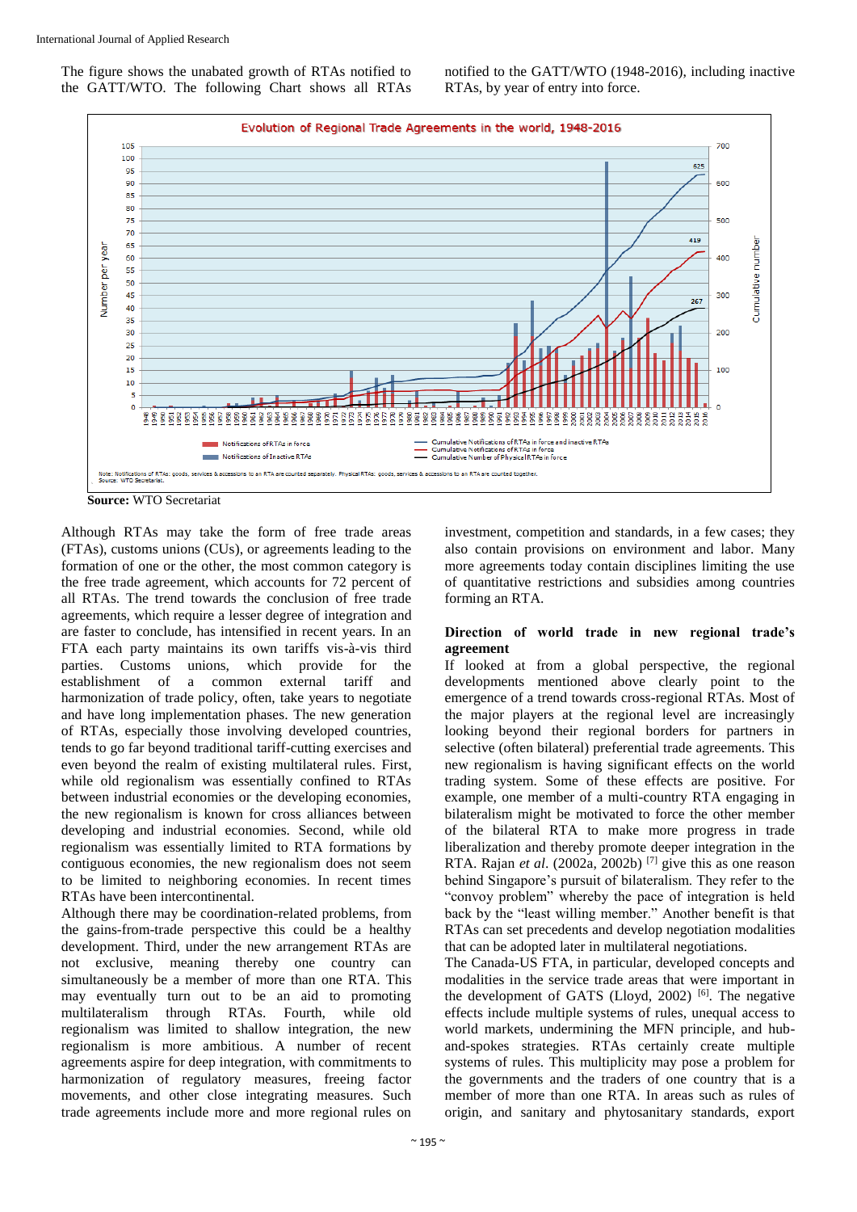The figure shows the unabated growth of RTAs notified to the GATT/WTO. The following Chart shows all RTAs notified to the GATT/WTO (1948-2016), including inactive RTAs, by year of entry into force.

**Source:** WTO Secretariat

Although RTAs may take the form of free trade areas (FTAs), customs unions (CUs), or agreements leading to the formation of one or the other, the most common category is the free trade agreement, which accounts for 72 percent of all RTAs. The trend towards the conclusion of free trade agreements, which require a lesser degree of integration and are faster to conclude, has intensified in recent years. In an FTA each party maintains its own tariffs vis-à-vis third parties. Customs unions, which provide for the establishment of a common external tariff and harmonization of trade policy, often, take years to negotiate and have long implementation phases. The new generation of RTAs, especially those involving developed countries, tends to go far beyond traditional tariff-cutting exercises and even beyond the realm of existing multilateral rules. First, while old regionalism was essentially confined to RTAs between industrial economies or the developing economies, the new regionalism is known for cross alliances between developing and industrial economies. Second, while old regionalism was essentially limited to RTA formations by contiguous economies, the new regionalism does not seem to be limited to neighboring economies. In recent times RTAs have been intercontinental.

Although there may be coordination-related problems, from the gains-from-trade perspective this could be a healthy development. Third, under the new arrangement RTAs are not exclusive, meaning thereby one country can simultaneously be a member of more than one RTA. This may eventually turn out to be an aid to promoting multilateralism through RTAs. Fourth, while old regionalism was limited to shallow integration, the new regionalism is more ambitious. A number of recent agreements aspire for deep integration, with commitments to harmonization of regulatory measures, freeing factor movements, and other close integrating measures. Such trade agreements include more and more regional rules on investment, competition and standards, in a few cases; they also contain provisions on environment and labor. Many more agreements today contain disciplines limiting the use of quantitative restrictions and subsidies among countries forming an RTA.

**Direction of world trade in new regional trade's agreement**

If looked at from a global perspective, the regional developments mentioned above clearly point to the emergence of a trend towards cross-regional RTAs. Most of the major players at the regional level are increasingly looking beyond their regional borders for partners in selective (often bilateral) preferential trade agreements. This new regionalism is having significant effects on the world trading system. Some of these effects are positive. For example, one member of a multi-country RTA engaging in bilateralism might be motivated to force the other member of the bilateral RTA to make more progress in trade liberalization and thereby promote deeper integration in the RTA. Rajan *et al*. (2002a, 2002b) [7] give this as one reason behind Singapore's pursuit of bilateralism. They refer to the "convoy problem" whereby the pace of integration is held back by the "least willing member." Another benefit is that RTAs can set precedents and develop negotiation modalities that can be adopted later in multilateral negotiations.

The Canada-US FTA, in particular, developed concepts and modalities in the service trade areas that were important in the development of GATS (Lloyd, 2002) [6]. The negative effects include multiple systems of rules, unequal access to world markets, undermining the MFN principle, and hub-and-spokes strategies. RTAs certainly create multiple systems of rules. This multiplicity may pose a problem for the governments and the traders of one country that is a member of more than one RTA. In areas such as rules of origin, and sanitary and phytosanitary standards, export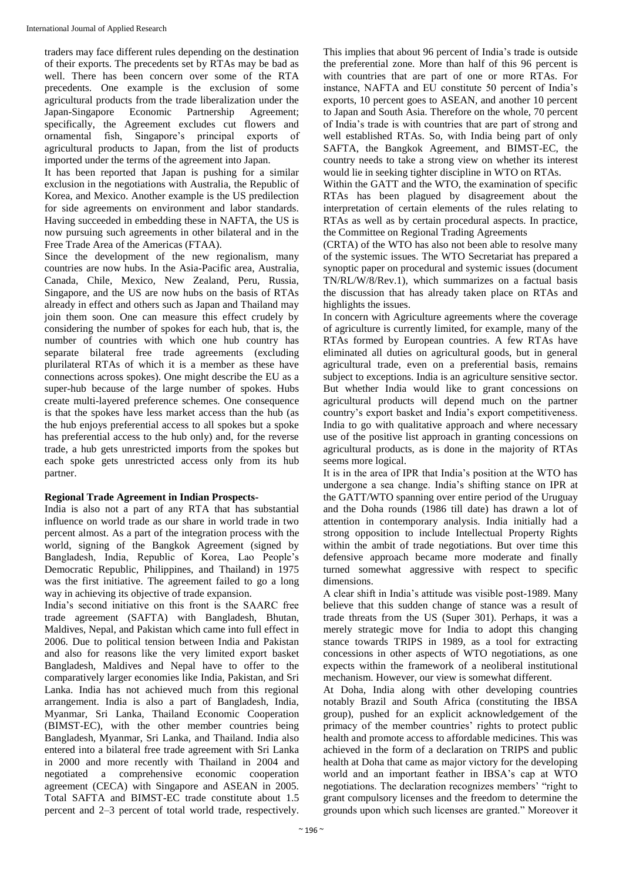traders may face different rules depending on the destination of their exports. The precedents set by RTAs may be bad as well. There has been concern over some of the RTA precedents. One example is the exclusion of some agricultural products from the trade liberalization under the Japan-Singapore Economic Partnership Agreement; specifically, the Agreement excludes cut flowers and ornamental fish, Singapore's principal exports of agricultural products to Japan, from the list of products imported under the terms of the agreement into Japan.

It has been reported that Japan is pushing for a similar exclusion in the negotiations with Australia, the Republic of Korea, and Mexico. Another example is the US predilection for side agreements on environment and labor standards. Having succeeded in embedding these in NAFTA, the US is now pursuing such agreements in other bilateral and in the Free Trade Area of the Americas (FTAA).

Since the development of the new regionalism, many countries are now hubs. In the Asia-Pacific area, Australia, Canada, Chile, Mexico, New Zealand, Peru, Russia, Singapore, and the US are now hubs on the basis of RTAs already in effect and others such as Japan and Thailand may join them soon. One can measure this effect crudely by considering the number of spokes for each hub, that is, the number of countries with which one hub country has separate bilateral free trade agreements (excluding plurilateral RTAs of which it is a member as these have connections across spokes). One might describe the EU as a super-hub because of the large number of spokes. Hubs create multi-layered preference schemes. One consequence is that the spokes have less market access than the hub (as the hub enjoys preferential access to all spokes but a spoke has preferential access to the hub only) and, for the reverse trade, a hub gets unrestricted imports from the spokes but each spoke gets unrestricted access only from its hub partner.

## Regional Trade Agreement in Indian Prospects-

India is also not a part of any RTA that has substantial influence on world trade as our share in world trade in two percent almost. As a part of the integration process with the world, signing of the Bangkok Agreement (signed by Bangladesh, India, Republic of Korea, Lao People's Democratic Republic, Philippines, and Thailand) in 1975 was the first initiative. The agreement failed to go a long way in achieving its objective of trade expansion.

India's second initiative on this front is the SAARC free trade agreement (SAFTA) with Bangladesh, Bhutan, Maldives, Nepal, and Pakistan which came into full effect in 2006. Due to political tension between India and Pakistan and also for reasons like the very limited export basket Bangladesh, Maldives and Nepal have to offer to the comparatively larger economies like India, Pakistan, and Sri Lanka. India has not achieved much from this regional arrangement. India is also a part of Bangladesh, India, Myanmar, Sri Lanka, Thailand Economic Cooperation (BIMST-EC), with the other member countries being Bangladesh, Myanmar, Sri Lanka, and Thailand. India also entered into a bilateral free trade agreement with Sri Lanka in 2000 and more recently with Thailand in 2004 and negotiated a comprehensive economic cooperation agreement (CECA) with Singapore and ASEAN in 2005. Total SAFTA and BIMST-EC trade constitute about 1.5 percent and 2–3 percent of total world trade, respectively. This implies that about 96 percent of India's trade is outside the preferential zone. More than half of this 96 percent is with countries that are part of one or more RTAs. For instance, NAFTA and EU constitute 50 percent of India's exports, 10 percent goes to ASEAN, and another 10 percent to Japan and South Asia. Therefore on the whole, 70 percent of India's trade is with countries that are part of strong and well established RTAs. So, with India being part of only SAFTA, the Bangkok Agreement, and BIMST-EC, the country needs to take a strong view on whether its interest would lie in seeking tighter discipline in WTO on RTAs.

Within the GATT and the WTO, the examination of specific RTAs has been plagued by disagreement about the interpretation of certain elements of the rules relating to RTAs as well as by certain procedural aspects. In practice, the Committee on Regional Trading Agreements (CRTA) of the WTO has also not been able to resolve many of the systemic issues. The WTO Secretariat has prepared a synoptic paper on procedural and systemic issues (document TN/RL/W/8/Rev.1), which summarizes on a factual basis the discussion that has already taken place on RTAs and highlights the issues.

In concern with Agriculture agreements where the coverage of agriculture is currently limited, for example, many of the RTAs formed by European countries. A few RTAs have eliminated all duties on agricultural goods, but in general agricultural trade, even on a preferential basis, remains subject to exceptions. India is an agriculture sensitive sector. But whether India would like to grant concessions on agricultural products will depend much on the partner country's export basket and India's export competitiveness. India to go with qualitative approach and where necessary use of the positive list approach in granting concessions on agricultural products, as is done in the majority of RTAs seems more logical.

It is in the area of IPR that India's position at the WTO has undergone a sea change. India's shifting stance on IPR at the GATT/WTO spanning over entire period of the Uruguay and the Doha rounds (1986 till date) has drawn a lot of attention in contemporary analysis. India initially had a strong opposition to include Intellectual Property Rights within the ambit of trade negotiations. But over time this defensive approach became more moderate and finally turned somewhat aggressive with respect to specific dimensions.

A clear shift in India's attitude was visible post-1989. Many believe that this sudden change of stance was a result of trade threats from the US (Super 301). Perhaps, it was a merely strategic move for India to adopt this changing stance towards TRIPS in 1989, as a tool for extracting concessions in other aspects of WTO negotiations, as one expects within the framework of a neoliberal institutional mechanism. However, our view is somewhat different.

At Doha, India along with other developing countries notably Brazil and South Africa (constituting the IBSA group), pushed for an explicit acknowledgement of the primacy of the member countries' rights to protect public health and promote access to affordable medicines. This was achieved in the form of a declaration on TRIPS and public health at Doha that came as major victory for the developing world and an important feather in IBSA's cap at WTO negotiations. The declaration recognizes members' "right to grant compulsory licenses and the freedom to determine the grounds upon which such licenses are granted." Moreover it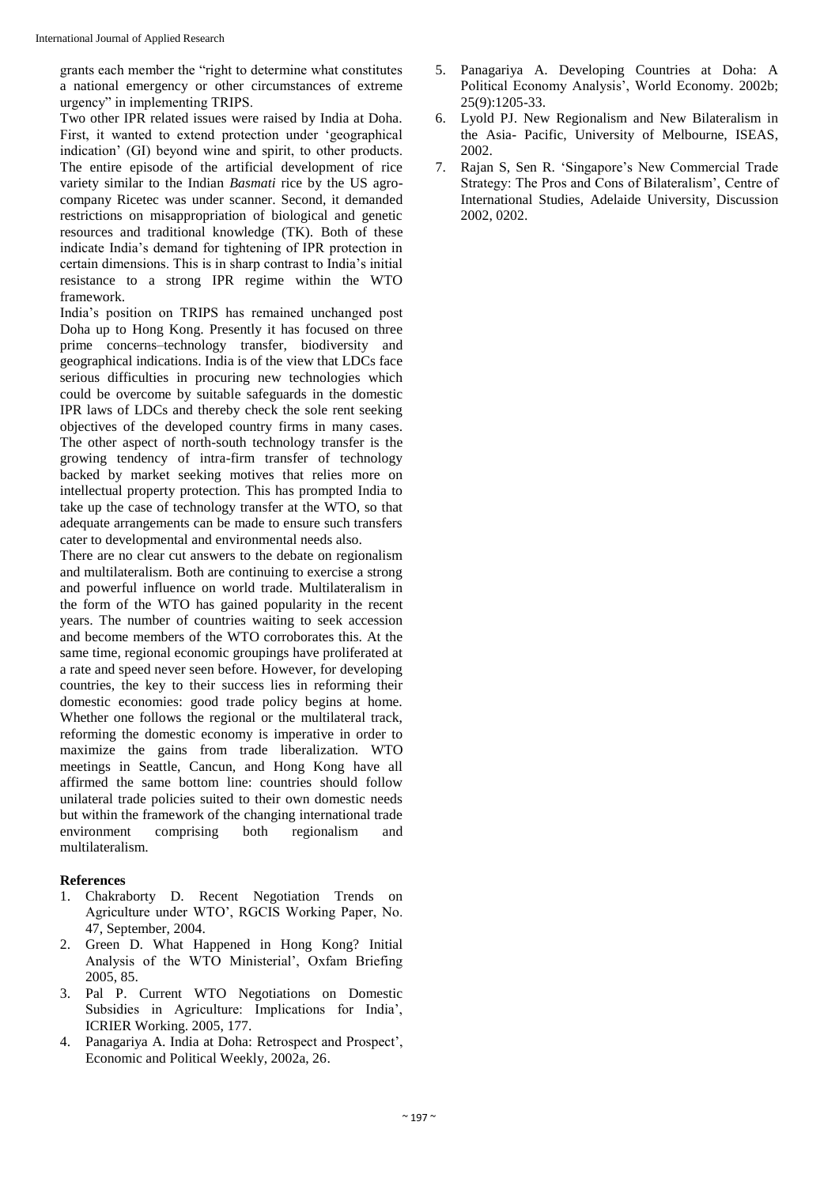grants each member the "right to determine what constitutes a national emergency or other circumstances of extreme urgency" in implementing TRIPS.

Two other IPR related issues were raised by India at Doha. First, it wanted to extend protection under 'geographical indication' (GI) beyond wine and spirit, to other products. The entire episode of the artificial development of rice variety similar to the Indian *Basmati* rice by the US agro-company Ricetec was under scanner. Second, it demanded restrictions on misappropriation of biological and genetic resources and traditional knowledge (TK). Both of these indicate India's demand for tightening of IPR protection in certain dimensions. This is in sharp contrast to India's initial resistance to a strong IPR regime within the WTO framework.

India's position on TRIPS has remained unchanged post Doha up to Hong Kong. Presently it has focused on three prime concerns–technology transfer, biodiversity and geographical indications. India is of the view that LDCs face serious difficulties in procuring new technologies which could be overcome by suitable safeguards in the domestic IPR laws of LDCs and thereby check the sole rent seeking objectives of the developed country firms in many cases. The other aspect of north-south technology transfer is the growing tendency of intra-firm transfer of technology backed by market seeking motives that relies more on intellectual property protection. This has prompted India to take up the case of technology transfer at the WTO, so that adequate arrangements can be made to ensure such transfers cater to developmental and environmental needs also.

There are no clear cut answers to the debate on regionalism and multilateralism. Both are continuing to exercise a strong and powerful influence on world trade. Multilateralism in the form of the WTO has gained popularity in the recent years. The number of countries waiting to seek accession and become members of the WTO corroborates this. At the same time, regional economic groupings have proliferated at a rate and speed never seen before. However, for developing countries, the key to their success lies in reforming their domestic economies: good trade policy begins at home. Whether one follows the regional or the multilateral track, reforming the domestic economy is imperative in order to maximize the gains from trade liberalization. WTO meetings in Seattle, Cancun, and Hong Kong have all affirmed the same bottom line: countries should follow unilateral trade policies suited to their own domestic needs but within the framework of the changing international trade environment comprising both regionalism and multilateralism.

## References

1. Chakraborty D. Recent Negotiation Trends on Agriculture under WTO', RGCIS Working Paper, No. 47, September, 2004.
2. Green D. What Happened in Hong Kong? Initial Analysis of the WTO Ministerial', Oxfam Briefing 2005, 85.
3. Pal P. Current WTO Negotiations on Domestic Subsidies in Agriculture: Implications for India', ICRIER Working. 2005, 177.
4. Panagariya A. India at Doha: Retrospect and Prospect', Economic and Political Weekly, 2002a, 26.
5. Panagariya A. Developing Countries at Doha: A Political Economy Analysis', World Economy. 2002b; 25(9):1205-33.
6. Lyold PJ. New Regionalism and New Bilateralism in the Asia- Pacific, University of Melbourne, ISEAS, 2002.
7. Rajan S, Sen R. 'Singapore's New Commercial Trade Strategy: The Pros and Cons of Bilateralism', Centre of International Studies, Adelaide University, Discussion 2002, 0202.